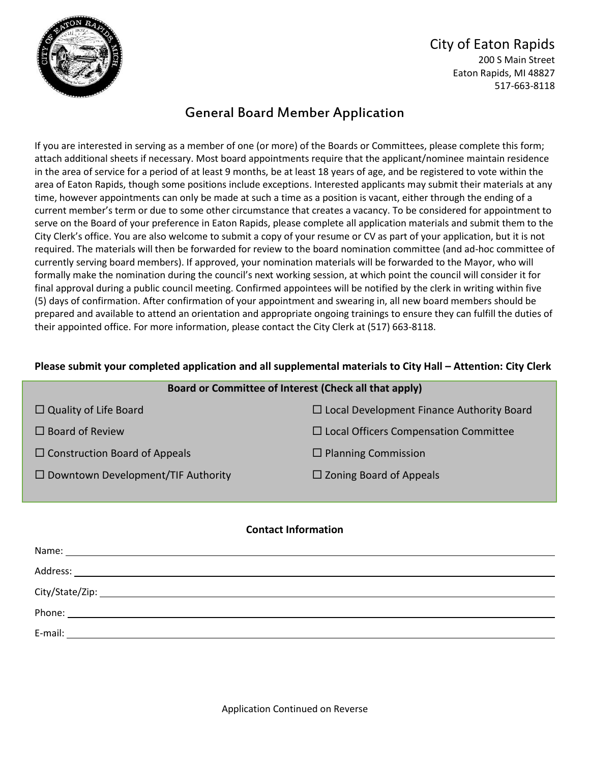City of Eaton Rapids
200 S Main Street
Eaton Rapids, MI 48827
517-663-8118

# General Board Member Application

If you are interested in serving as a member of one (or more) of the Boards or Committees, please complete this form; attach additional sheets if necessary. Most board appointments require that the applicant/nominee maintain residence in the area of service for a period of at least 9 months, be at least 18 years of age, and be registered to vote within the area of Eaton Rapids, though some positions include exceptions. Interested applicants may submit their materials at any time, however appointments can only be made at such a time as a position is vacant, either through the ending of a current member's term or due to some other circumstance that creates a vacancy. To be considered for appointment to serve on the Board of your preference in Eaton Rapids, please complete all application materials and submit them to the City Clerk's office. You are also welcome to submit a copy of your resume or CV as part of your application, but it is not required. The materials will then be forwarded for review to the board nomination committee (and ad-hoc committee of currently serving board members). If approved, your nomination materials will be forwarded to the Mayor, who will formally make the nomination during the council's next working session, at which point the council will consider it for final approval during a public council meeting. Confirmed appointees will be notified by the clerk in writing within five (5) days of confirmation. After confirmation of your appointment and swearing in, all new board members should be prepared and available to attend an orientation and appropriate ongoing trainings to ensure they can fulfill the duties of their appointed office. For more information, please contact the City Clerk at (517) 663-8118.

**Please submit your completed application and all supplemental materials to City Hall – Attention: City Clerk**

**Board or Committee of Interest (Check all that apply)**

- ☐ Quality of Life Board
- ☐ Board of Review
- ☐ Construction Board of Appeals
- ☐ Downtown Development/TIF Authority
- ☐ Local Development Finance Authority Board
- ☐ Local Officers Compensation Committee
- ☐ Planning Commission
- ☐ Zoning Board of Appeals

**Contact Information**

Name: ____________________

Address: ____________________

City/State/Zip: ____________________

Phone: ____________________

E-mail: ____________________

Application Continued on Reverse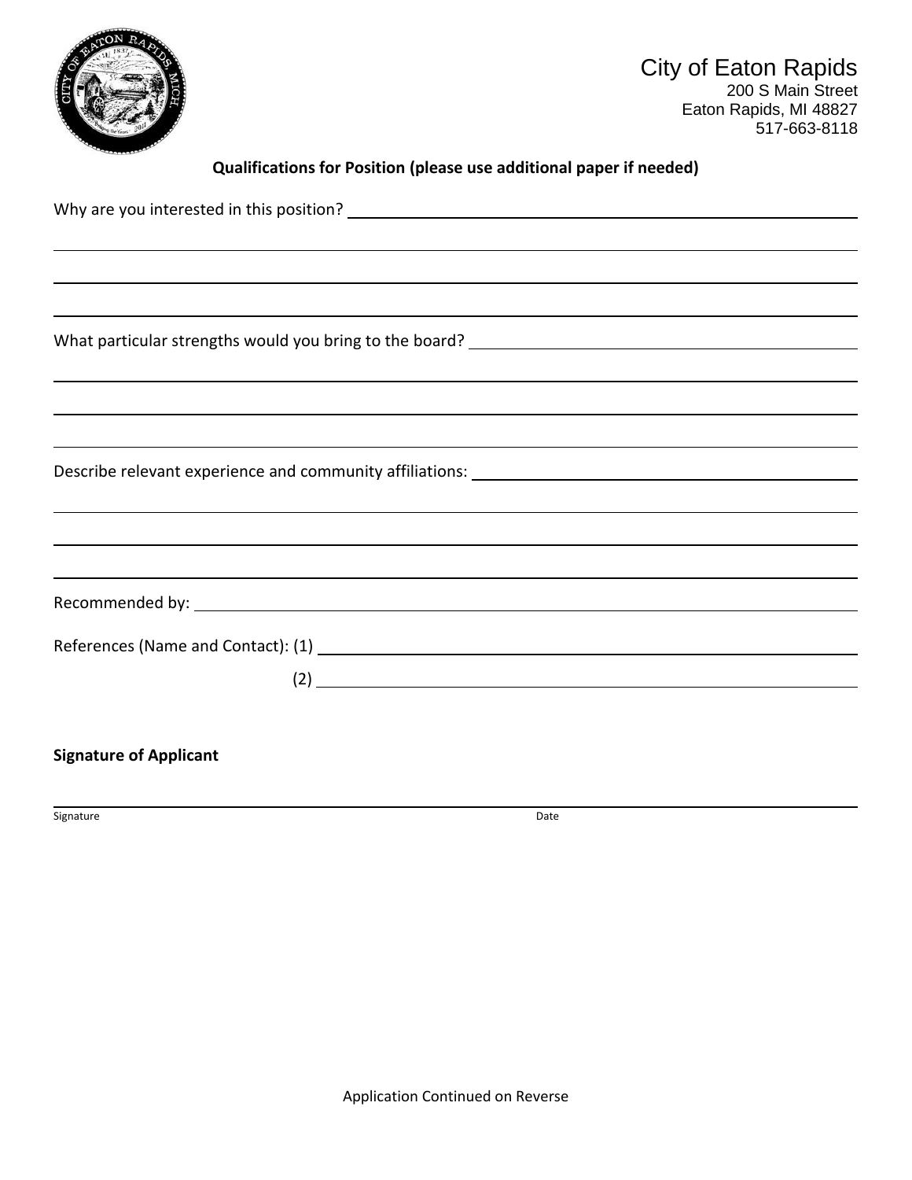City of Eaton Rapids
200 S Main Street
Eaton Rapids, MI 48827
517-663-8118

**Qualifications for Position (please use additional paper if needed)**

Why are you interested in this position? ______________________________________________

___________________________________________________________________________

___________________________________________________________________________

___________________________________________________________________________

What particular strengths would you bring to the board? ________________________________

___________________________________________________________________________

___________________________________________________________________________

___________________________________________________________________________

Describe relevant experience and community affiliations: ________________________________

___________________________________________________________________________

___________________________________________________________________________

___________________________________________________________________________

Recommended by: __________________________________________________________

References (Name and Contact): (1) ____________________________________________

(2) ____________________________________________

**Signature of Applicant**

___________________________________________________________________________

Signature Date

Application Continued on Reverse